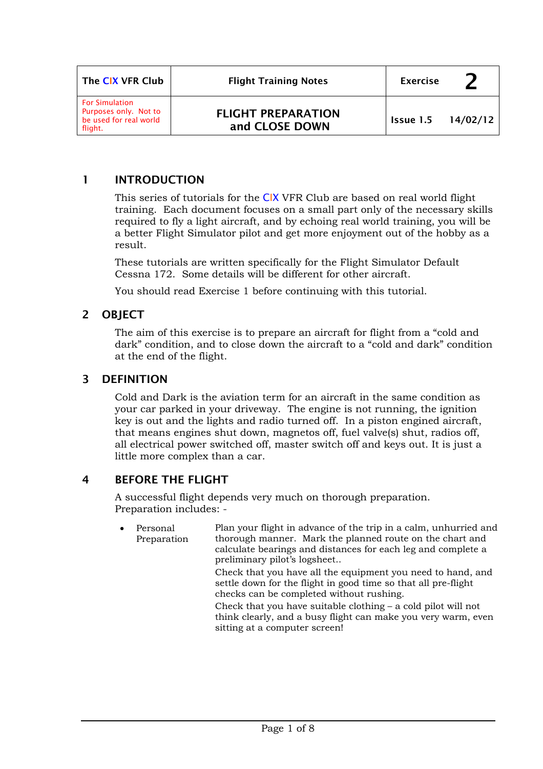| The CIX VFR Club | Flight Training Notes | Exercise 2 |
|---|---|---|
| For Simulation Purposes only. Not to be used for real world flight. | FLIGHT PREPARATION and CLOSE DOWN | Issue 1.5 14/02/12 |

## 1 INTRODUCTION

This series of tutorials for the CIX VFR Club are based on real world flight training. Each document focuses on a small part only of the necessary skills required to fly a light aircraft, and by echoing real world training, you will be a better Flight Simulator pilot and get more enjoyment out of the hobby as a result.

These tutorials are written specifically for the Flight Simulator Default Cessna 172. Some details will be different for other aircraft.

You should read Exercise 1 before continuing with this tutorial.

## 2 OBJECT

The aim of this exercise is to prepare an aircraft for flight from a "cold and dark" condition, and to close down the aircraft to a "cold and dark" condition at the end of the flight.

## 3 DEFINITION

Cold and Dark is the aviation term for an aircraft in the same condition as your car parked in your driveway. The engine is not running, the ignition key is out and the lights and radio turned off. In a piston engined aircraft, that means engines shut down, magnetos off, fuel valve(s) shut, radios off, all electrical power switched off, master switch off and keys out. It is just a little more complex than a car.

## 4 BEFORE THE FLIGHT

A successful flight depends very much on thorough preparation. Preparation includes: -

- Personal Preparation

  Plan your flight in advance of the trip in a calm, unhurried and thorough manner. Mark the planned route on the chart and calculate bearings and distances for each leg and complete a preliminary pilot's logsheet..

  Check that you have all the equipment you need to hand, and settle down for the flight in good time so that all pre-flight checks can be completed without rushing.

  Check that you have suitable clothing – a cold pilot will not think clearly, and a busy flight can make you very warm, even sitting at a computer screen!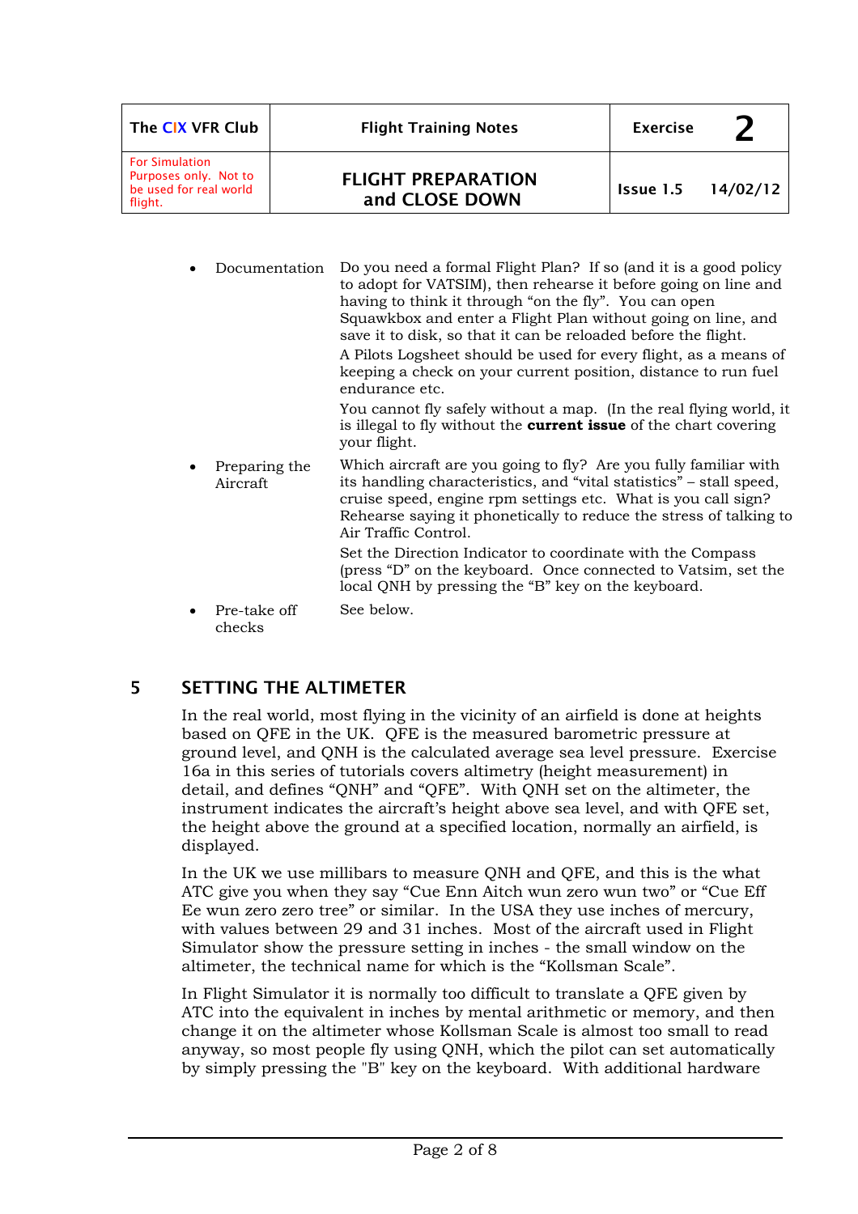| The CIX VFR Club | Flight Training Notes | Exercise 2 |
|---|---|---|
| For Simulation Purposes only. Not to be used for real world flight. | **FLIGHT PREPARATION and CLOSE DOWN** | Issue 1.5 14/02/12 |

- **Documentation** — Do you need a formal Flight Plan? If so (and it is a good policy to adopt for VATSIM), then rehearse it before going on line and having to think it through "on the fly". You can open Squawkbox and enter a Flight Plan without going on line, and save it to disk, so that it can be reloaded before the flight.

  A Pilots Logsheet should be used for every flight, as a means of keeping a check on your current position, distance to run fuel endurance etc.

  You cannot fly safely without a map. (In the real flying world, it is illegal to fly without the **current issue** of the chart covering your flight.

- **Preparing the Aircraft** — Which aircraft are you going to fly? Are you fully familiar with its handling characteristics, and "vital statistics" – stall speed, cruise speed, engine rpm settings etc. What is you call sign? Rehearse saying it phonetically to reduce the stress of talking to Air Traffic Control.

  Set the Direction Indicator to coordinate with the Compass (press "D" on the keyboard. Once connected to Vatsim, set the local QNH by pressing the "B" key on the keyboard.

- **Pre-take off checks** — See below.

## 5 SETTING THE ALTIMETER

In the real world, most flying in the vicinity of an airfield is done at heights based on QFE in the UK. QFE is the measured barometric pressure at ground level, and QNH is the calculated average sea level pressure. Exercise 16a in this series of tutorials covers altimetry (height measurement) in detail, and defines "QNH" and "QFE". With QNH set on the altimeter, the instrument indicates the aircraft's height above sea level, and with QFE set, the height above the ground at a specified location, normally an airfield, is displayed.

In the UK we use millibars to measure QNH and QFE, and this is the what ATC give you when they say "Cue Enn Aitch wun zero wun two" or "Cue Eff Ee wun zero zero tree" or similar. In the USA they use inches of mercury, with values between 29 and 31 inches. Most of the aircraft used in Flight Simulator show the pressure setting in inches - the small window on the altimeter, the technical name for which is the "Kollsman Scale".

In Flight Simulator it is normally too difficult to translate a QFE given by ATC into the equivalent in inches by mental arithmetic or memory, and then change it on the altimeter whose Kollsman Scale is almost too small to read anyway, so most people fly using QNH, which the pilot can set automatically by simply pressing the "B" key on the keyboard. With additional hardware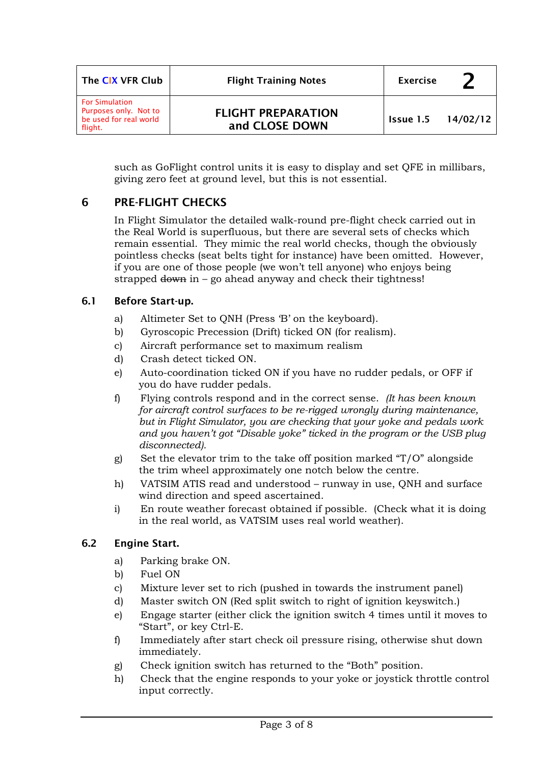such as GoFlight control units it is easy to display and set QFE in millibars, giving zero feet at ground level, but this is not essential.

## 6 PRE-FLIGHT CHECKS

In Flight Simulator the detailed walk-round pre-flight check carried out in the Real World is superfluous, but there are several sets of checks which remain essential. They mimic the real world checks, though the obviously pointless checks (seat belts tight for instance) have been omitted. However, if you are one of those people (we won't tell anyone) who enjoys being strapped ~~down~~ in – go ahead anyway and check their tightness!

### 6.1 Before Start-up.

a) Altimeter Set to QNH (Press 'B' on the keyboard).

b) Gyroscopic Precession (Drift) ticked ON (for realism).

c) Aircraft performance set to maximum realism

d) Crash detect ticked ON.

e) Auto-coordination ticked ON if you have no rudder pedals, or OFF if you do have rudder pedals.

f) Flying controls respond and in the correct sense. *(It has been known for aircraft control surfaces to be re-rigged wrongly during maintenance, but in Flight Simulator, you are checking that your yoke and pedals work and you haven't got "Disable yoke" ticked in the program or the USB plug disconnected).*

g) Set the elevator trim to the take off position marked "T/O" alongside the trim wheel approximately one notch below the centre.

h) VATSIM ATIS read and understood – runway in use, QNH and surface wind direction and speed ascertained.

i) En route weather forecast obtained if possible. (Check what it is doing in the real world, as VATSIM uses real world weather).

### 6.2 Engine Start.

a) Parking brake ON.

b) Fuel ON

c) Mixture lever set to rich (pushed in towards the instrument panel)

d) Master switch ON (Red split switch to right of ignition keyswitch.)

e) Engage starter (either click the ignition switch 4 times until it moves to "Start", or key Ctrl-E.

f) Immediately after start check oil pressure rising, otherwise shut down immediately.

g) Check ignition switch has returned to the "Both" position.

h) Check that the engine responds to your yoke or joystick throttle control input correctly.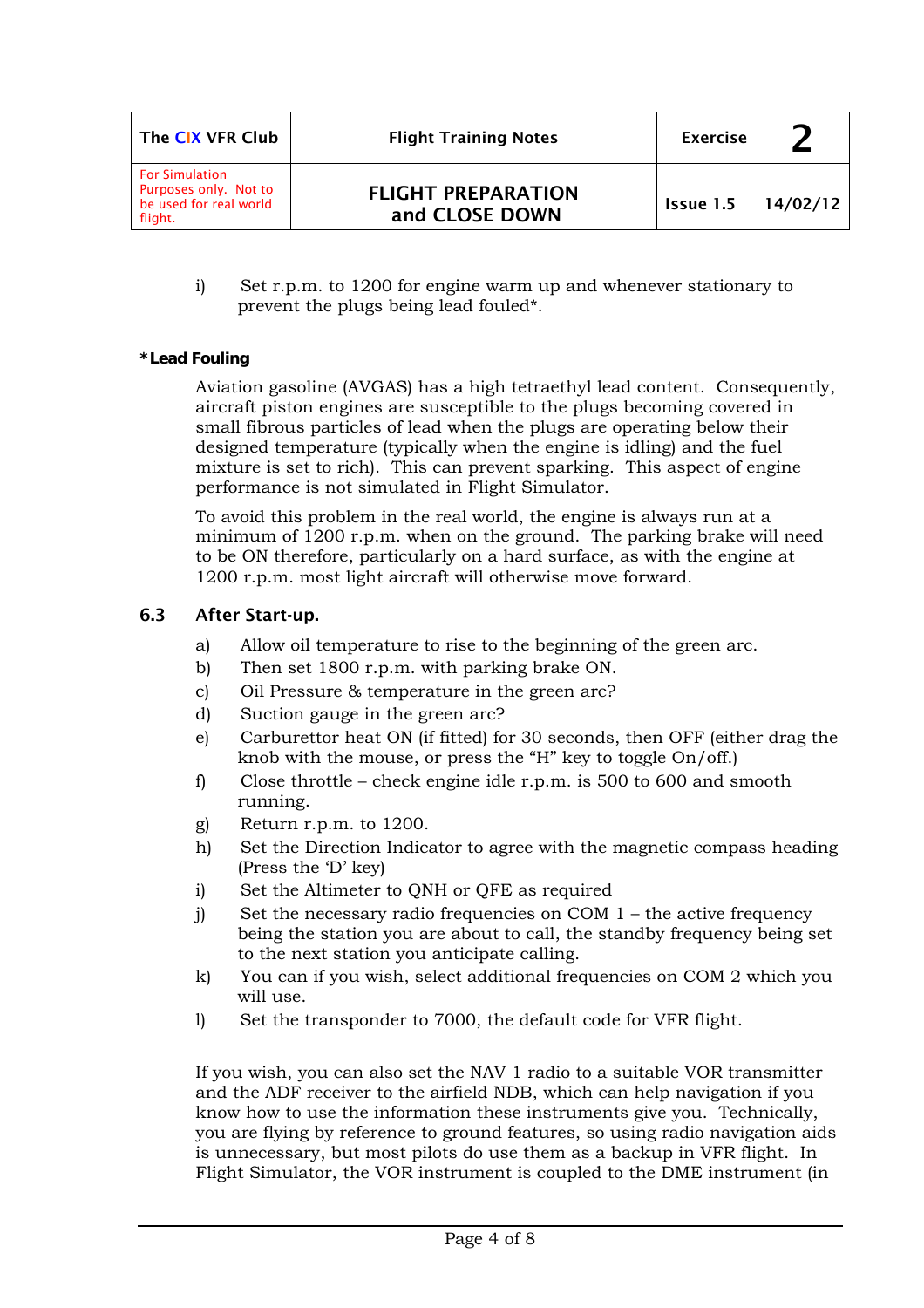i) Set r.p.m. to 1200 for engine warm up and whenever stationary to prevent the plugs being lead fouled*.

**\*Lead Fouling**

Aviation gasoline (AVGAS) has a high tetraethyl lead content. Consequently, aircraft piston engines are susceptible to the plugs becoming covered in small fibrous particles of lead when the plugs are operating below their designed temperature (typically when the engine is idling) and the fuel mixture is set to rich). This can prevent sparking. This aspect of engine performance is not simulated in Flight Simulator.

To avoid this problem in the real world, the engine is always run at a minimum of 1200 r.p.m. when on the ground. The parking brake will need to be ON therefore, particularly on a hard surface, as with the engine at 1200 r.p.m. most light aircraft will otherwise move forward.

### 6.3 After Start-up.

a) Allow oil temperature to rise to the beginning of the green arc.
b) Then set 1800 r.p.m. with parking brake ON.
c) Oil Pressure & temperature in the green arc?
d) Suction gauge in the green arc?
e) Carburettor heat ON (if fitted) for 30 seconds, then OFF (either drag the knob with the mouse, or press the "H" key to toggle On/off.)
f) Close throttle – check engine idle r.p.m. is 500 to 600 and smooth running.
g) Return r.p.m. to 1200.
h) Set the Direction Indicator to agree with the magnetic compass heading (Press the 'D' key)
i) Set the Altimeter to QNH or QFE as required
j) Set the necessary radio frequencies on COM 1 – the active frequency being the station you are about to call, the standby frequency being set to the next station you anticipate calling.
k) You can if you wish, select additional frequencies on COM 2 which you will use.
l) Set the transponder to 7000, the default code for VFR flight.

If you wish, you can also set the NAV 1 radio to a suitable VOR transmitter and the ADF receiver to the airfield NDB, which can help navigation if you know how to use the information these instruments give you. Technically, you are flying by reference to ground features, so using radio navigation aids is unnecessary, but most pilots do use them as a backup in VFR flight. In Flight Simulator, the VOR instrument is coupled to the DME instrument (in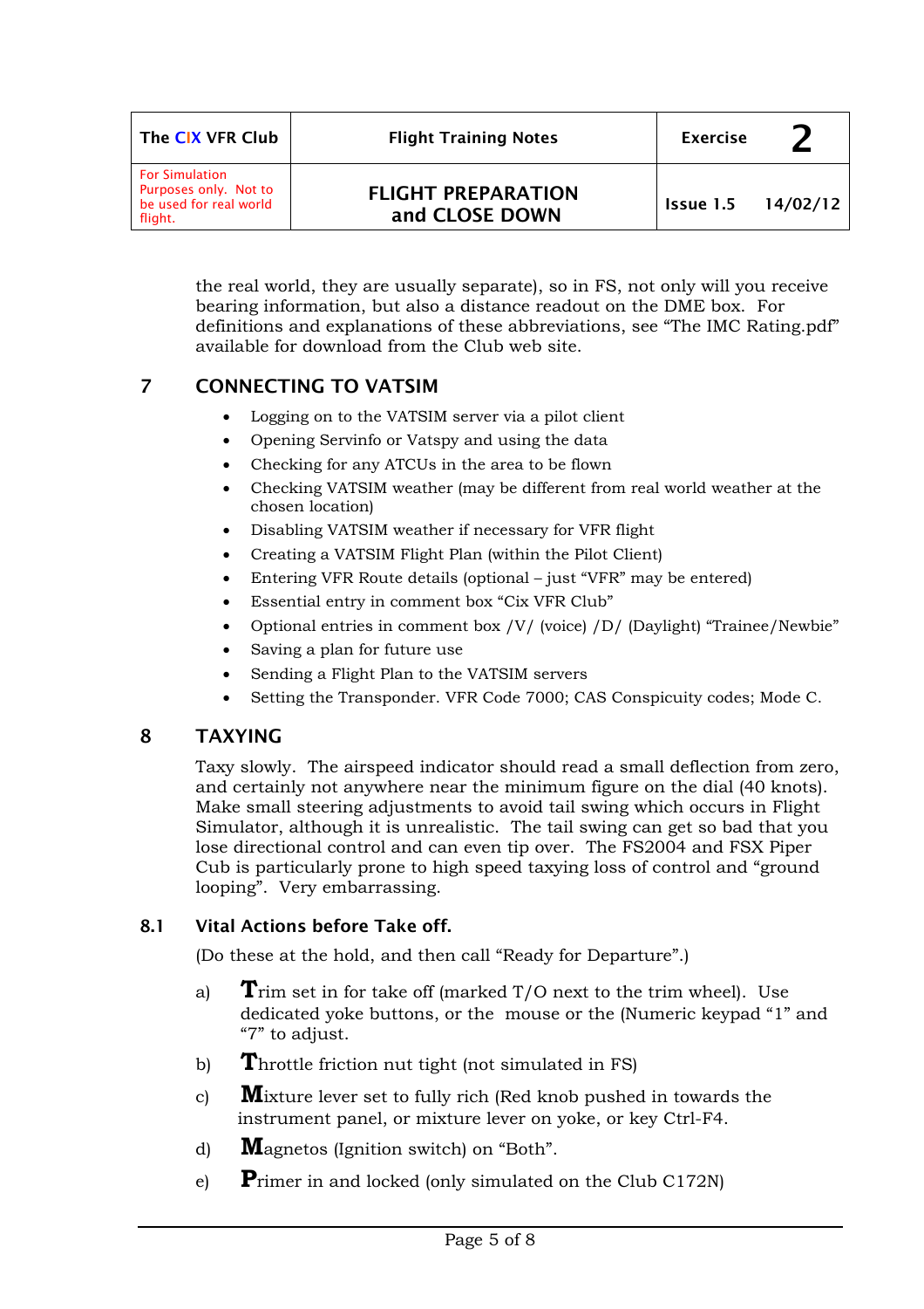the real world, they are usually separate), so in FS, not only will you receive bearing information, but also a distance readout on the DME box. For definitions and explanations of these abbreviations, see "The IMC Rating.pdf" available for download from the Club web site.

## 7 CONNECTING TO VATSIM

- Logging on to the VATSIM server via a pilot client
- Opening Servinfo or Vatspy and using the data
- Checking for any ATCUs in the area to be flown
- Checking VATSIM weather (may be different from real world weather at the chosen location)
- Disabling VATSIM weather if necessary for VFR flight
- Creating a VATSIM Flight Plan (within the Pilot Client)
- Entering VFR Route details (optional – just "VFR" may be entered)
- Essential entry in comment box "Cix VFR Club"
- Optional entries in comment box /V/ (voice) /D/ (Daylight) "Trainee/Newbie"
- Saving a plan for future use
- Sending a Flight Plan to the VATSIM servers
- Setting the Transponder. VFR Code 7000; CAS Conspicuity codes; Mode C.

## 8 TAXYING

Taxy slowly. The airspeed indicator should read a small deflection from zero, and certainly not anywhere near the minimum figure on the dial (40 knots). Make small steering adjustments to avoid tail swing which occurs in Flight Simulator, although it is unrealistic. The tail swing can get so bad that you lose directional control and can even tip over. The FS2004 and FSX Piper Cub is particularly prone to high speed taxying loss of control and "ground looping". Very embarrassing.

### 8.1 Vital Actions before Take off.

(Do these at the hold, and then call "Ready for Departure".)

a) **T**rim set in for take off (marked T/O next to the trim wheel). Use dedicated yoke buttons, or the mouse or the (Numeric keypad "1" and "7" to adjust.

b) **T**hrottle friction nut tight (not simulated in FS)

c) **M**ixture lever set to fully rich (Red knob pushed in towards the instrument panel, or mixture lever on yoke, or key Ctrl-F4.

d) **M**agnetos (Ignition switch) on "Both".

e) **P**rimer in and locked (only simulated on the Club C172N)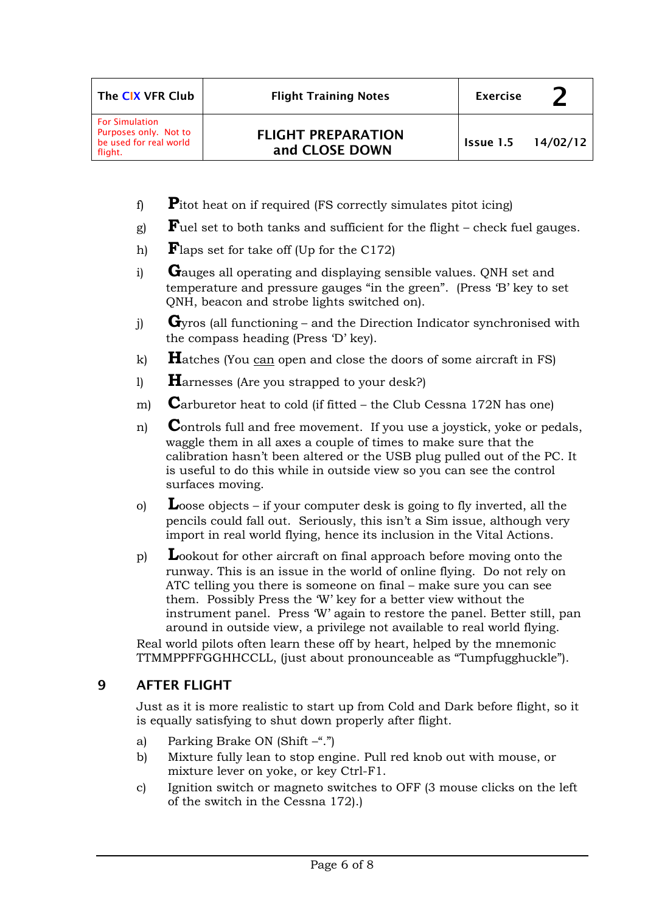f) **P**itot heat on if required (FS correctly simulates pitot icing)

g) **F**uel set to both tanks and sufficient for the flight – check fuel gauges.

h) **F**laps set for take off (Up for the C172)

i) **G**auges all operating and displaying sensible values. QNH set and temperature and pressure gauges "in the green". (Press 'B' key to set QNH, beacon and strobe lights switched on).

j) **G**yros (all functioning – and the Direction Indicator synchronised with the compass heading (Press 'D' key).

k) **H**atches (You can open and close the doors of some aircraft in FS)

l) **H**arnesses (Are you strapped to your desk?)

m) **C**arburetor heat to cold (if fitted – the Club Cessna 172N has one)

n) **C**ontrols full and free movement. If you use a joystick, yoke or pedals, waggle them in all axes a couple of times to make sure that the calibration hasn't been altered or the USB plug pulled out of the PC. It is useful to do this while in outside view so you can see the control surfaces moving.

o) **L**oose objects – if your computer desk is going to fly inverted, all the pencils could fall out. Seriously, this isn't a Sim issue, although very import in real world flying, hence its inclusion in the Vital Actions.

p) **L**ookout for other aircraft on final approach before moving onto the runway. This is an issue in the world of online flying. Do not rely on ATC telling you there is someone on final – make sure you can see them. Possibly Press the 'W' key for a better view without the instrument panel. Press 'W' again to restore the panel. Better still, pan around in outside view, a privilege not available to real world flying.

Real world pilots often learn these off by heart, helped by the mnemonic TTMMPPFFGGHHCCLL, (just about pronounceable as "Tumpfugghuckle").

## 9 AFTER FLIGHT

Just as it is more realistic to start up from Cold and Dark before flight, so it is equally satisfying to shut down properly after flight.

a) Parking Brake ON (Shift –".")

b) Mixture fully lean to stop engine. Pull red knob out with mouse, or mixture lever on yoke, or key Ctrl-F1.

c) Ignition switch or magneto switches to OFF (3 mouse clicks on the left of the switch in the Cessna 172).)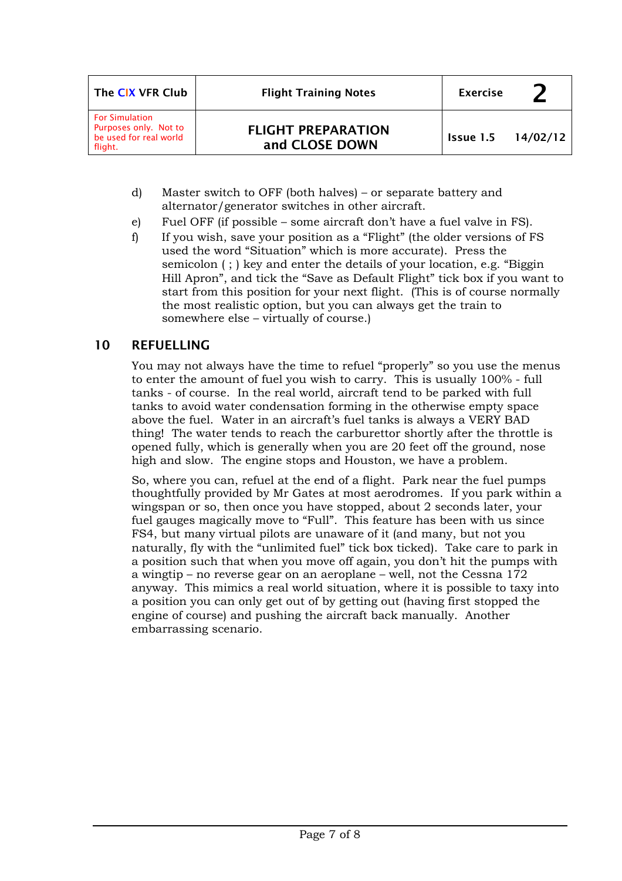d) Master switch to OFF (both halves) – or separate battery and alternator/generator switches in other aircraft.

e) Fuel OFF (if possible – some aircraft don't have a fuel valve in FS).

f) If you wish, save your position as a "Flight" (the older versions of FS used the word "Situation" which is more accurate). Press the semicolon ( ; ) key and enter the details of your location, e.g. "Biggin Hill Apron", and tick the "Save as Default Flight" tick box if you want to start from this position for your next flight. (This is of course normally the most realistic option, but you can always get the train to somewhere else – virtually of course.)

## 10 REFUELLING

You may not always have the time to refuel "properly" so you use the menus to enter the amount of fuel you wish to carry. This is usually 100% - full tanks - of course. In the real world, aircraft tend to be parked with full tanks to avoid water condensation forming in the otherwise empty space above the fuel. Water in an aircraft's fuel tanks is always a VERY BAD thing! The water tends to reach the carburettor shortly after the throttle is opened fully, which is generally when you are 20 feet off the ground, nose high and slow. The engine stops and Houston, we have a problem.

So, where you can, refuel at the end of a flight. Park near the fuel pumps thoughtfully provided by Mr Gates at most aerodromes. If you park within a wingspan or so, then once you have stopped, about 2 seconds later, your fuel gauges magically move to "Full". This feature has been with us since FS4, but many virtual pilots are unaware of it (and many, but not you naturally, fly with the "unlimited fuel" tick box ticked). Take care to park in a position such that when you move off again, you don't hit the pumps with a wingtip – no reverse gear on an aeroplane – well, not the Cessna 172 anyway. This mimics a real world situation, where it is possible to taxy into a position you can only get out of by getting out (having first stopped the engine of course) and pushing the aircraft back manually. Another embarrassing scenario.